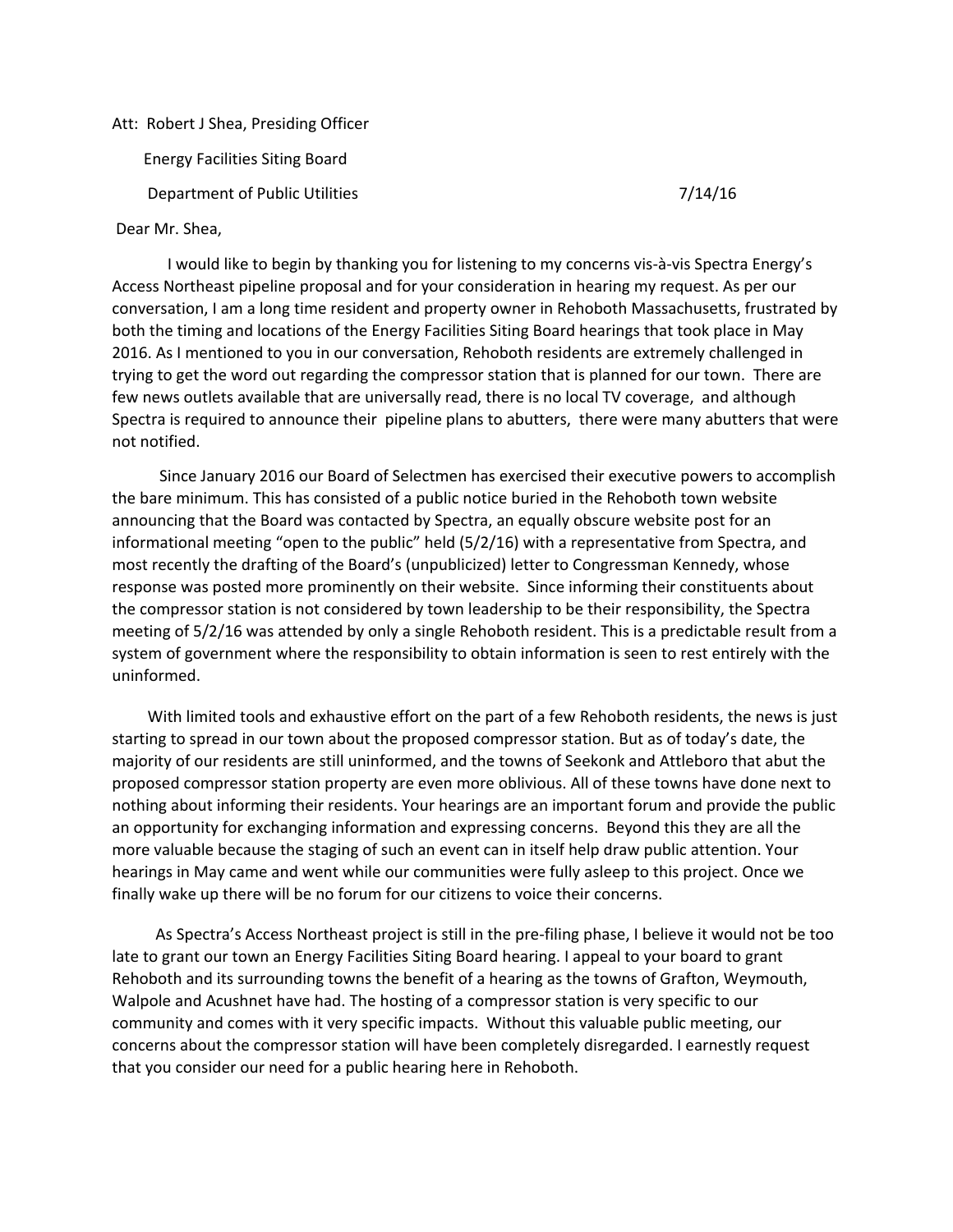Att: Robert J Shea, Presiding Officer

Energy Facilities Siting Board

Department of Public Utilities 7/14/16

Dear Mr. Shea,

I would like to begin by thanking you for listening to my concerns vis-à-vis Spectra Energy's Access Northeast pipeline proposal and for your consideration in hearing my request. As per our conversation, I am a long time resident and property owner in Rehoboth Massachusetts, frustrated by both the timing and locations of the Energy Facilities Siting Board hearings that took place in May 2016. As I mentioned to you in our conversation, Rehoboth residents are extremely challenged in trying to get the word out regarding the compressor station that is planned for our town. There are few news outlets available that are universally read, there is no local TV coverage, and although Spectra is required to announce their pipeline plans to abutters, there were many abutters that were not notified.

Since January 2016 our Board of Selectmen has exercised their executive powers to accomplish the bare minimum. This has consisted of a public notice buried in the Rehoboth town website announcing that the Board was contacted by Spectra, an equally obscure website post for an informational meeting "open to the public" held (5/2/16) with a representative from Spectra, and most recently the drafting of the Board's (unpublicized) letter to Congressman Kennedy, whose response was posted more prominently on their website. Since informing their constituents about the compressor station is not considered by town leadership to be their responsibility, the Spectra meeting of 5/2/16 was attended by only a single Rehoboth resident. This is a predictable result from a system of government where the responsibility to obtain information is seen to rest entirely with the uninformed.

With limited tools and exhaustive effort on the part of a few Rehoboth residents, the news is just starting to spread in our town about the proposed compressor station. But as of today's date, the majority of our residents are still uninformed, and the towns of Seekonk and Attleboro that abut the proposed compressor station property are even more oblivious. All of these towns have done next to nothing about informing their residents. Your hearings are an important forum and provide the public an opportunity for exchanging information and expressing concerns. Beyond this they are all the more valuable because the staging of such an event can in itself help draw public attention. Your hearings in May came and went while our communities were fully asleep to this project. Once we finally wake up there will be no forum for our citizens to voice their concerns.

As Spectra's Access Northeast project is still in the pre-filing phase, I believe it would not be too late to grant our town an Energy Facilities Siting Board hearing. I appeal to your board to grant Rehoboth and its surrounding towns the benefit of a hearing as the towns of Grafton, Weymouth, Walpole and Acushnet have had. The hosting of a compressor station is very specific to our community and comes with it very specific impacts. Without this valuable public meeting, our concerns about the compressor station will have been completely disregarded. I earnestly request that you consider our need for a public hearing here in Rehoboth.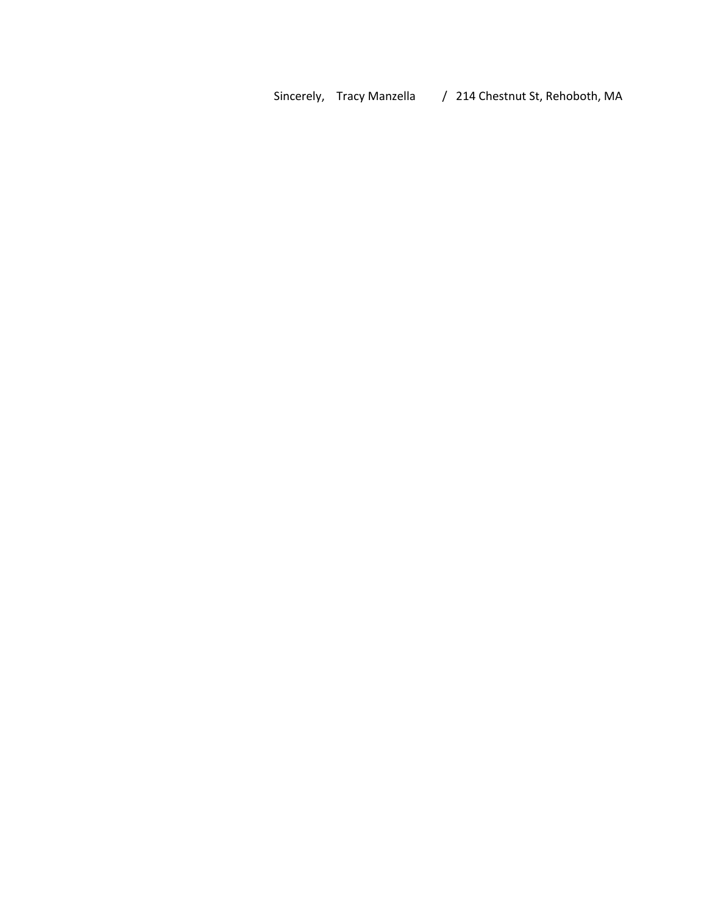Sincerely, Tracy Manzella / 214 Chestnut St, Rehoboth, MA